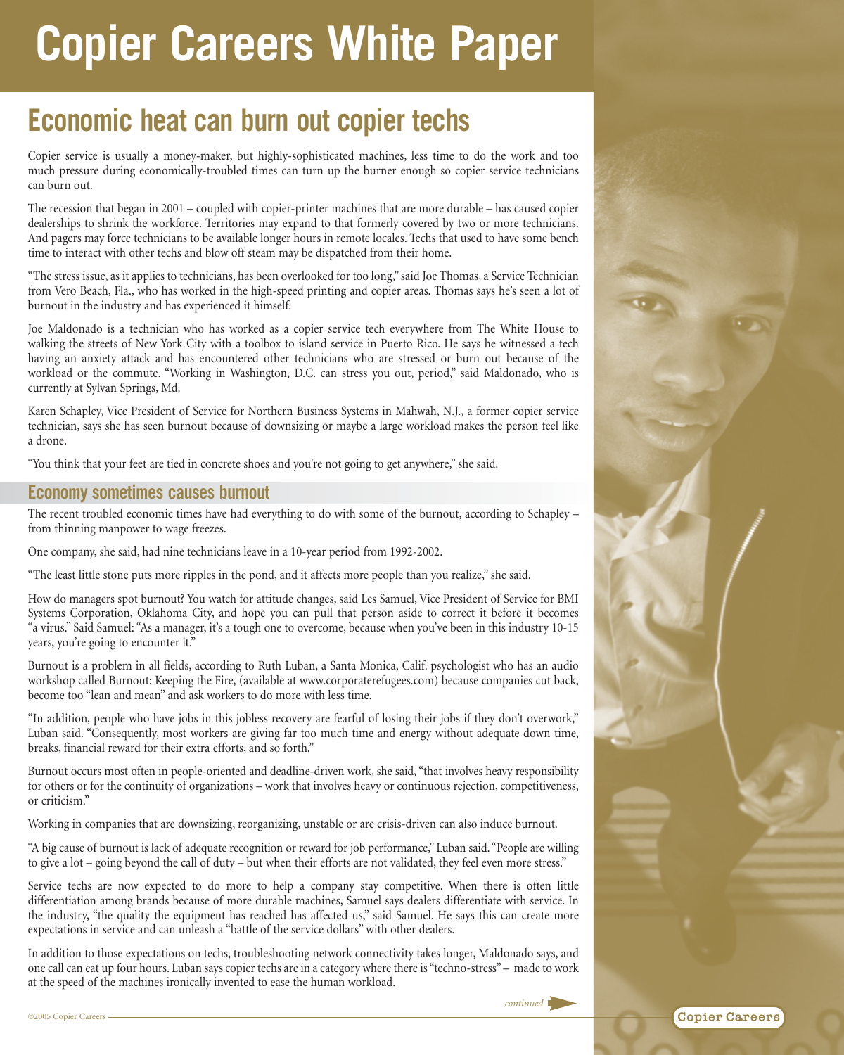# Copier Careers White Paper

## Economic heat can burn out copier techs

Copier service is usually a money-maker, but highly-sophisticated machines, less time to do the work and too much pressure during economically-troubled times can turn up the burner enough so copier service technicians can burn out.

The recession that began in 2001 – coupled with copier-printer machines that are more durable – has caused copier dealerships to shrink the workforce. Territories may expand to that formerly covered by two or more technicians. And pagers may force technicians to be available longer hours in remote locales. Techs that used to have some bench time to interact with other techs and blow off steam may be dispatched from their home.

"The stress issue, as it applies to technicians, has been overlooked for too long," said Joe Thomas, a Service Technician from Vero Beach, Fla., who has worked in the high-speed printing and copier areas. Thomas says he's seen a lot of burnout in the industry and has experienced it himself.

Joe Maldonado is a technician who has worked as a copier service tech everywhere from The White House to walking the streets of New York City with a toolbox to island service in Puerto Rico. He says he witnessed a tech having an anxiety attack and has encountered other technicians who are stressed or burn out because of the workload or the commute. "Working in Washington, D.C. can stress you out, period," said Maldonado, who is currently at Sylvan Springs, Md.

Karen Schapley, Vice President of Service for Northern Business Systems in Mahwah, N.J., a former copier service technician, says she has seen burnout because of downsizing or maybe a large workload makes the person feel like a drone.

"You think that your feet are tied in concrete shoes and you're not going to get anywhere," she said.

### Economy sometimes causes burnout

The recent troubled economic times have had everything to do with some of the burnout, according to Schapley – from thinning manpower to wage freezes.

One company, she said, had nine technicians leave in a 10-year period from 1992-2002.

"The least little stone puts more ripples in the pond, and it affects more people than you realize," she said.

How do managers spot burnout? You watch for attitude changes, said Les Samuel, Vice President of Service for BMI Systems Corporation, Oklahoma City, and hope you can pull that person aside to correct it before it becomes "a virus." Said Samuel: "As a manager, it's a tough one to overcome, because when you've been in this industry 10-15 years, you're going to encounter it."

Burnout is a problem in all fields, according to Ruth Luban, a Santa Monica, Calif. psychologist who has an audio workshop called Burnout: Keeping the Fire, (available at www.corporaterefugees.com) because companies cut back, become too "lean and mean" and ask workers to do more with less time.

"In addition, people who have jobs in this jobless recovery are fearful of losing their jobs if they don't overwork," Luban said. "Consequently, most workers are giving far too much time and energy without adequate down time, breaks, financial reward for their extra efforts, and so forth."

Burnout occurs most often in people-oriented and deadline-driven work, she said, "that involves heavy responsibility for others or for the continuity of organizations – work that involves heavy or continuous rejection, competitiveness, or criticism."

Working in companies that are downsizing, reorganizing, unstable or are crisis-driven can also induce burnout.

"A big cause of burnout is lack of adequate recognition or reward for job performance," Luban said. "People are willing to give a lot – going beyond the call of duty – but when their efforts are not validated, they feel even more stress."

Service techs are now expected to do more to help a company stay competitive. When there is often little differentiation among brands because of more durable machines, Samuel says dealers differentiate with service. In the industry, "the quality the equipment has reached has affected us," said Samuel. He says this can create more expectations in service and can unleash a "battle of the service dollars" with other dealers.

In addition to those expectations on techs, troubleshooting network connectivity takes longer, Maldonado says, and one call can eat up four hours. Luban says copier techs are in a category where there is "techno-stress" – made to work at the speed of the machines ironically invented to ease the human workload.

*continued*

©2005 Copier Careers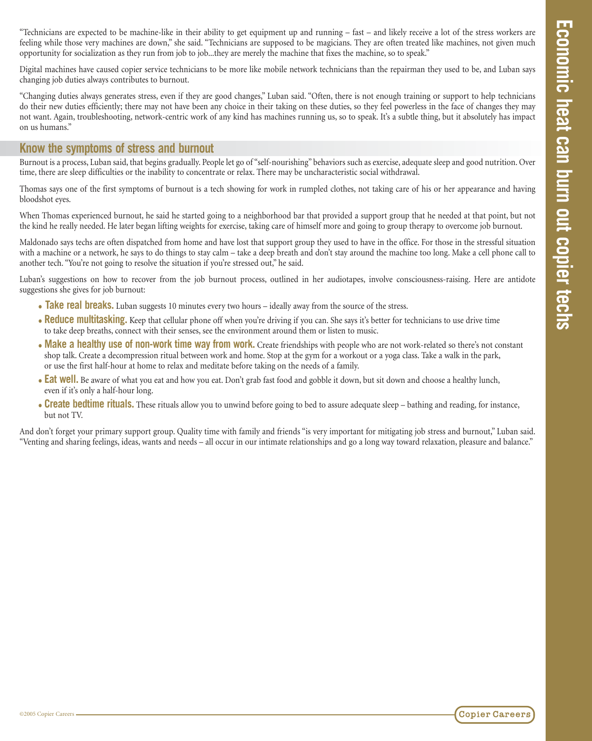"Technicians are expected to be machine-like in their ability to get equipment up and running – fast – and likely receive a lot of the stress workers are feeling while those very machines are down," she said. "Technicians are supposed to be magicians. They are often treated like machines, not given much opportunity for socialization as they run from job to job...they are merely the machine that fixes the machine, so to speak."

Digital machines have caused copier service technicians to be more like mobile network technicians than the repairman they used to be, and Luban says changing job duties always contributes to burnout.

"Changing duties always generates stress, even if they are good changes," Luban said. "Often, there is not enough training or support to help technicians do their new duties efficiently; there may not have been any choice in their taking on these duties, so they feel powerless in the face of changes they may not want. Again, troubleshooting, network-centric work of any kind has machines running us, so to speak. It's a subtle thing, but it absolutely has impact on us humans."

## Know the symptoms of stress and burnout

Burnout is a process, Luban said, that begins gradually. People let go of "self-nourishing" behaviors such as exercise, adequate sleep and good nutrition. Over time, there are sleep difficulties or the inability to concentrate or relax. There may be uncharacteristic social withdrawal.

Thomas says one of the first symptoms of burnout is a tech showing for work in rumpled clothes, not taking care of his or her appearance and having bloodshot eyes.

When Thomas experienced burnout, he said he started going to a neighborhood bar that provided a support group that he needed at that point, but not the kind he really needed. He later began lifting weights for exercise, taking care of himself more and going to group therapy to overcome job burnout.

Maldonado says techs are often dispatched from home and have lost that support group they used to have in the office. For those in the stressful situation with a machine or a network, he says to do things to stay calm – take a deep breath and don't stay around the machine too long. Make a cell phone call to another tech. "You're not going to resolve the situation if you're stressed out," he said.

Luban's suggestions on how to recover from the job burnout process, outlined in her audiotapes, involve consciousness-raising. Here are antidote suggestions she gives for job burnout:

- **Take real breaks.** Luban suggests 10 minutes every two hours – ideally away from the source of the stress.
- **Reduce multitasking.** Keep that cellular phone off when you're driving if you can. She says it's better for technicians to use drive time to take deep breaths, connect with their senses, see the environment around them or listen to music.
- **Make a healthy use of non-work time way from work.** Create friendships with people who are not work-related so there's not constant shop talk. Create a decompression ritual between work and home. Stop at the gym for a workout or a yoga class. Take a walk in the park, or use the first half-hour at home to relax and meditate before taking on the needs of a family.
- **Eat well.** Be aware of what you eat and how you eat. Don't grab fast food and gobble it down, but sit down and choose a healthy lunch, even if it's only a half-hour long.
- **Create bedtime rituals.** These rituals allow you to unwind before going to bed to assure adequate sleep – bathing and reading, for instance, but not TV.

And don't forget your primary support group. Quality time with family and friends "is very important for mitigating job stress and burnout," Luban said. "Venting and sharing feelings, ideas, wants and needs – all occur in our intimate relationships and go a long way toward relaxation, pleasure and balance."